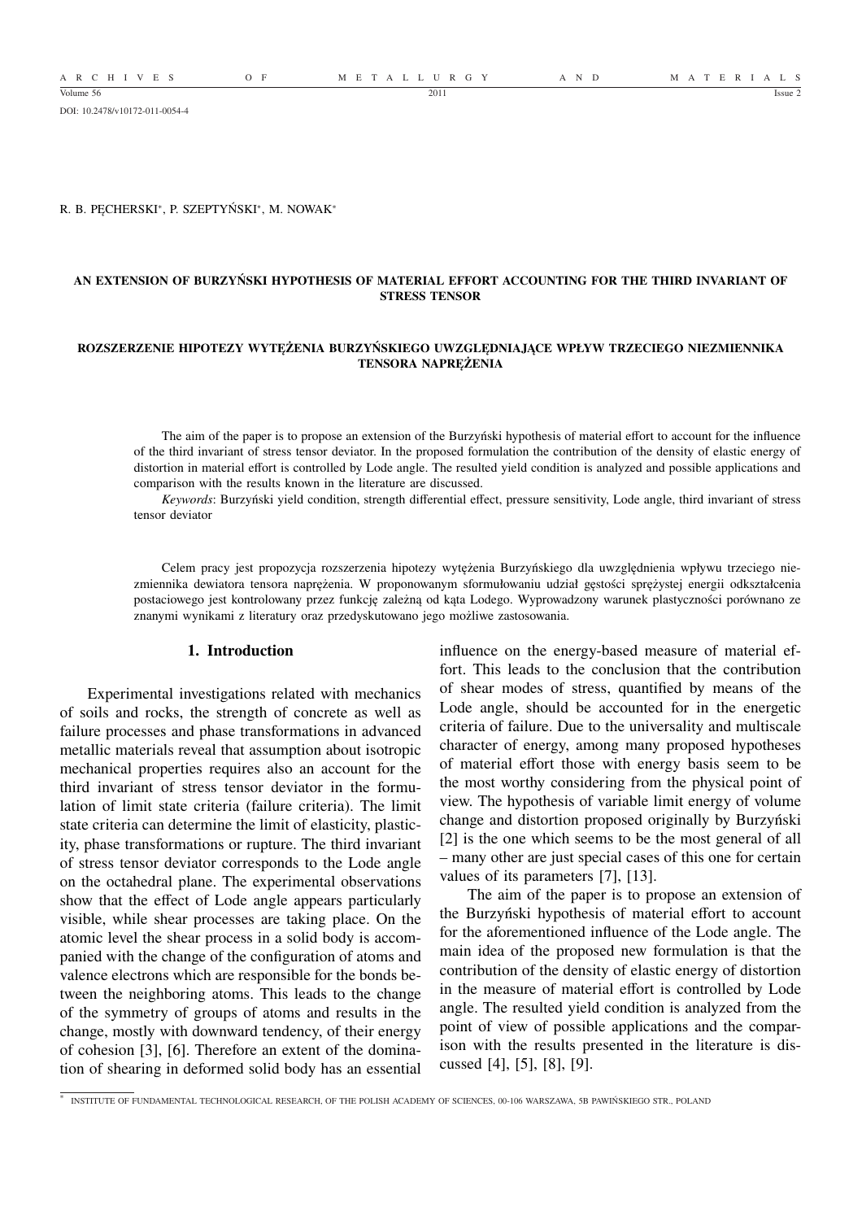DOI: 10.2478/v10172-011-0054-4

R. B. PĘCHERSKI[*], P. SZEPTYŃSKI[*], M. NOWAK[*]

# AN EXTENSION OF BURZYŃSKI HYPOTHESIS OF MATERIAL EFFORT ACCOUNTING FOR THE THIRD INVARIANT OF STRESS TENSOR

# ROZSZERZENIE HIPOTEZY WYTĘŻENIA BURZYŃSKIEGO UWZGLĘDNIAJĄCE WPŁYW TRZECIEGO NIEZMIENNIKA TENSORA NAPRĘŻENIA

The aim of the paper is to propose an extension of the Burzyński hypothesis of material effort to account for the influence of the third invariant of stress tensor deviator. In the proposed formulation the contribution of the density of elastic energy of distortion in material effort is controlled by Lode angle. The resulted yield condition is analyzed and possible applications and comparison with the results known in the literature are discussed.

*Keywords*: Burzyński yield condition, strength differential effect, pressure sensitivity, Lode angle, third invariant of stress tensor deviator

Celem pracy jest propozycja rozszerzenia hipotezy wytężenia Burzyńskiego dla uwzględnienia wpływu trzeciego niezmiennika dewiatora tensora naprężenia. W proponowanym sformułowaniu udział gęstości sprężystej energii odkształcenia postaciowego jest kontrolowany przez funkcję zależną od kąta Lodego. Wyprowadzony warunek plastyczności porównano ze znanymi wynikami z literatury oraz przedyskutowano jego możliwe zastosowania.

## 1. Introduction

Experimental investigations related with mechanics of soils and rocks, the strength of concrete as well as failure processes and phase transformations in advanced metallic materials reveal that assumption about isotropic mechanical properties requires also an account for the third invariant of stress tensor deviator in the formulation of limit state criteria (failure criteria). The limit state criteria can determine the limit of elasticity, plasticity, phase transformations or rupture. The third invariant of stress tensor deviator corresponds to the Lode angle on the octahedral plane. The experimental observations show that the effect of Lode angle appears particularly visible, while shear processes are taking place. On the atomic level the shear process in a solid body is accompanied with the change of the configuration of atoms and valence electrons which are responsible for the bonds between the neighboring atoms. This leads to the change of the symmetry of groups of atoms and results in the change, mostly with downward tendency, of their energy of cohesion [3], [6]. Therefore an extent of the domination of shearing in deformed solid body has an essential influence on the energy-based measure of material effort. This leads to the conclusion that the contribution of shear modes of stress, quantified by means of the Lode angle, should be accounted for in the energetic criteria of failure. Due to the universality and multiscale character of energy, among many proposed hypotheses of material effort those with energy basis seem to be the most worthy considering from the physical point of view. The hypothesis of variable limit energy of volume change and distortion proposed originally by Burzyński [2] is the one which seems to be the most general of all – many other are just special cases of this one for certain values of its parameters [7], [13].

The aim of the paper is to propose an extension of the Burzyński hypothesis of material effort to account for the aforementioned influence of the Lode angle. The main idea of the proposed new formulation is that the contribution of the density of elastic energy of distortion in the measure of material effort is controlled by Lode angle. The resulted yield condition is analyzed from the point of view of possible applications and the comparison with the results presented in the literature is discussed [4], [5], [8], [9].

[*] INSTITUTE OF FUNDAMENTAL TECHNOLOGICAL RESEARCH, OF THE POLISH ACADEMY OF SCIENCES, 00-106 WARSZAWA, 5B PAWIŃSKIEGO STR., POLAND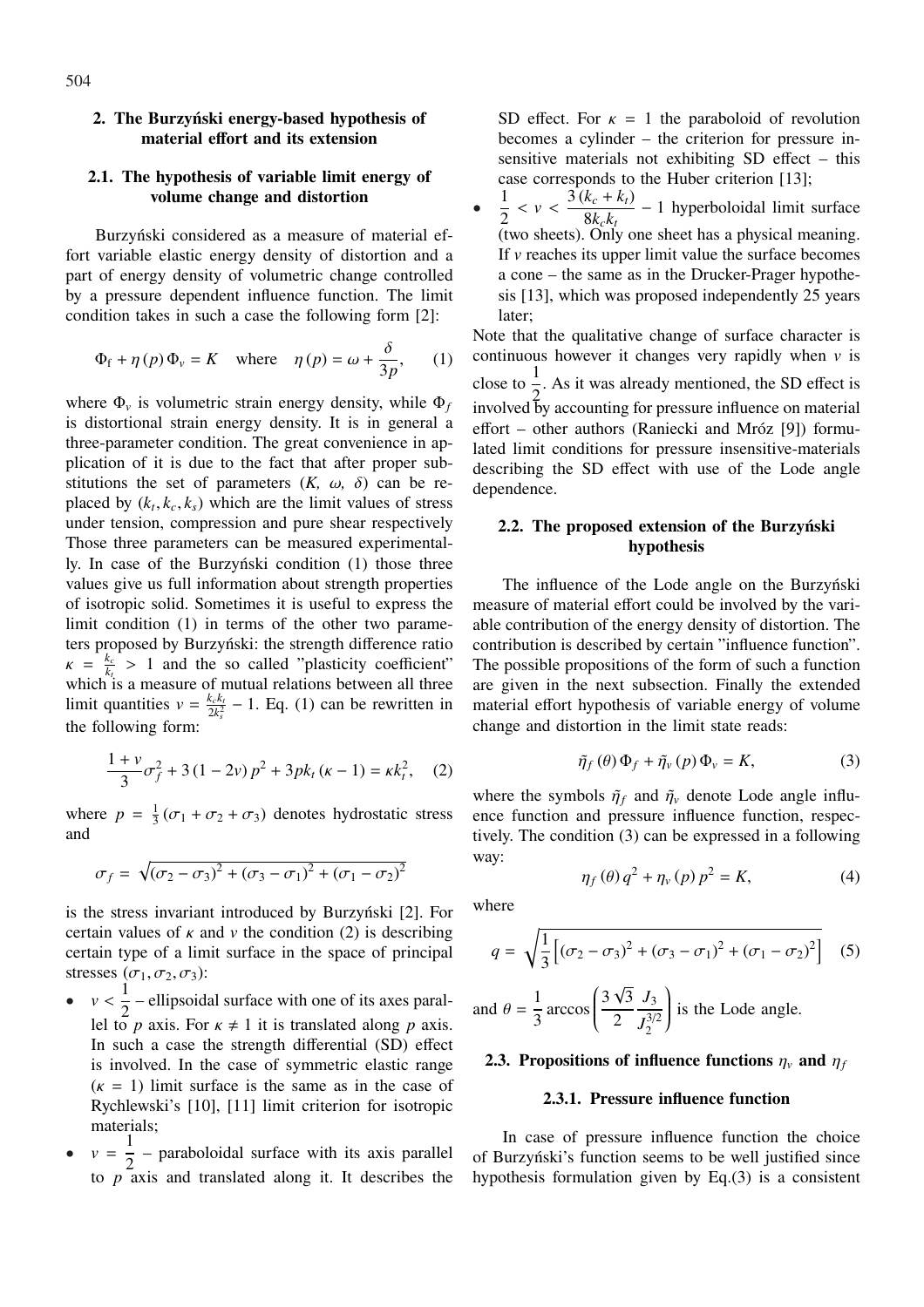## 2. The Burzyński energy-based hypothesis of material effort and its extension

### 2.1. The hypothesis of variable limit energy of volume change and distortion

Burzyński considered as a measure of material effort variable elastic energy density of distortion and a part of energy density of volumetric change controlled by a pressure dependent influence function. The limit condition takes in such a case the following form [2]:

$$\Phi_{\mathrm{f}} + \eta(p)\,\Phi_v = K \quad \text{where} \quad \eta(p) = \omega + \frac{\delta}{3p}, \qquad (1)$$

where $\Phi_v$ is volumetric strain energy density, while $\Phi_f$ is distortional strain energy density. It is in general a three-parameter condition. The great convenience in application of it is due to the fact that after proper substitutions the set of parameters ($K$, $\omega$, $\delta$) can be replaced by $(k_t, k_c, k_s)$ which are the limit values of stress under tension, compression and pure shear respectively Those three parameters can be measured experimentally. In case of the Burzyński condition (1) those three values give us full information about strength properties of isotropic solid. Sometimes it is useful to express the limit condition (1) in terms of the other two parameters proposed by Burzyński: the strength difference ratio $\kappa = \frac{k_c}{k_t} > 1$ and the so called "plasticity coefficient" which is a measure of mutual relations between all three limit quantities $\nu = \frac{k_c k_t}{2k_s^2} - 1$. Eq. (1) can be rewritten in the following form:

$$\frac{1+\nu}{3}\sigma_f^2 + 3(1-2\nu)\,p^2 + 3pk_t(\kappa - 1) = \kappa k_t^2, \qquad (2)$$

where $p = \frac{1}{3}(\sigma_1 + \sigma_2 + \sigma_3)$ denotes hydrostatic stress and

$$\sigma_f = \sqrt{(\sigma_2 - \sigma_3)^2 + (\sigma_3 - \sigma_1)^2 + (\sigma_1 - \sigma_2)^2}$$

is the stress invariant introduced by Burzyński [2]. For certain values of $\kappa$ and $\nu$ the condition (2) is describing certain type of a limit surface in the space of principal stresses $(\sigma_1, \sigma_2, \sigma_3)$:

- $\nu < \frac{1}{2}$ – ellipsoidal surface with one of its axes parallel to $p$ axis. For $\kappa \neq 1$ it is translated along $p$ axis. In such a case the strength differential (SD) effect is involved. In the case of symmetric elastic range ($\kappa = 1$) limit surface is the same as in the case of Rychlewski's [10], [11] limit criterion for isotropic materials;
- $\nu = \frac{1}{2}$ – paraboloidal surface with its axis parallel to $p$ axis and translated along it. It describes the SD effect. For $\kappa = 1$ the paraboloid of revolution becomes a cylinder – the criterion for pressure insensitive materials not exhibiting SD effect – this case corresponds to the Huber criterion [13];
- $\frac{1}{2} < \nu < \frac{3(k_c + k_t)}{8k_c k_t} - 1$ hyperboloidal limit surface (two sheets). Only one sheet has a physical meaning. If $\nu$ reaches its upper limit value the surface becomes a cone – the same as in the Drucker-Prager hypothesis [13], which was proposed independently 25 years later;

Note that the qualitative change of surface character is continuous however it changes very rapidly when $\nu$ is close to $\frac{1}{2}$. As it was already mentioned, the SD effect is involved by accounting for pressure influence on material effort – other authors (Raniecki and Mróz [9]) formulated limit conditions for pressure insensitive-materials describing the SD effect with use of the Lode angle dependence.

### 2.2. The proposed extension of the Burzyński hypothesis

The influence of the Lode angle on the Burzyński measure of material effort could be involved by the variable contribution of the energy density of distortion. The contribution is described by certain "influence function". The possible propositions of the form of such a function are given in the next subsection. Finally the extended material effort hypothesis of variable energy of volume change and distortion in the limit state reads:

$$\tilde{\eta}_f(\theta)\,\Phi_f + \tilde{\eta}_v(p)\,\Phi_v = K, \qquad (3)$$

where the symbols $\tilde{\eta}_f$ and $\tilde{\eta}_v$ denote Lode angle influence function and pressure influence function, respectively. The condition (3) can be expressed in a following way:

$$\eta_f(\theta)\,q^2 + \eta_v(p)\,p^2 = K, \qquad (4)$$

where

$$q = \sqrt{\frac{1}{3}\left[(\sigma_2 - \sigma_3)^2 + (\sigma_3 - \sigma_1)^2 + (\sigma_1 - \sigma_2)^2\right]} \qquad (5)$$

and $\theta = \frac{1}{3}\arccos\left(\frac{3\sqrt{3}}{2}\frac{J_3}{J_2^{3/2}}\right)$ is the Lode angle.

### 2.3. Propositions of influence functions $\eta_v$ and $\eta_f$

#### 2.3.1. Pressure influence function

In case of pressure influence function the choice of Burzyński's function seems to be well justified since hypothesis formulation given by Eq.(3) is a consistent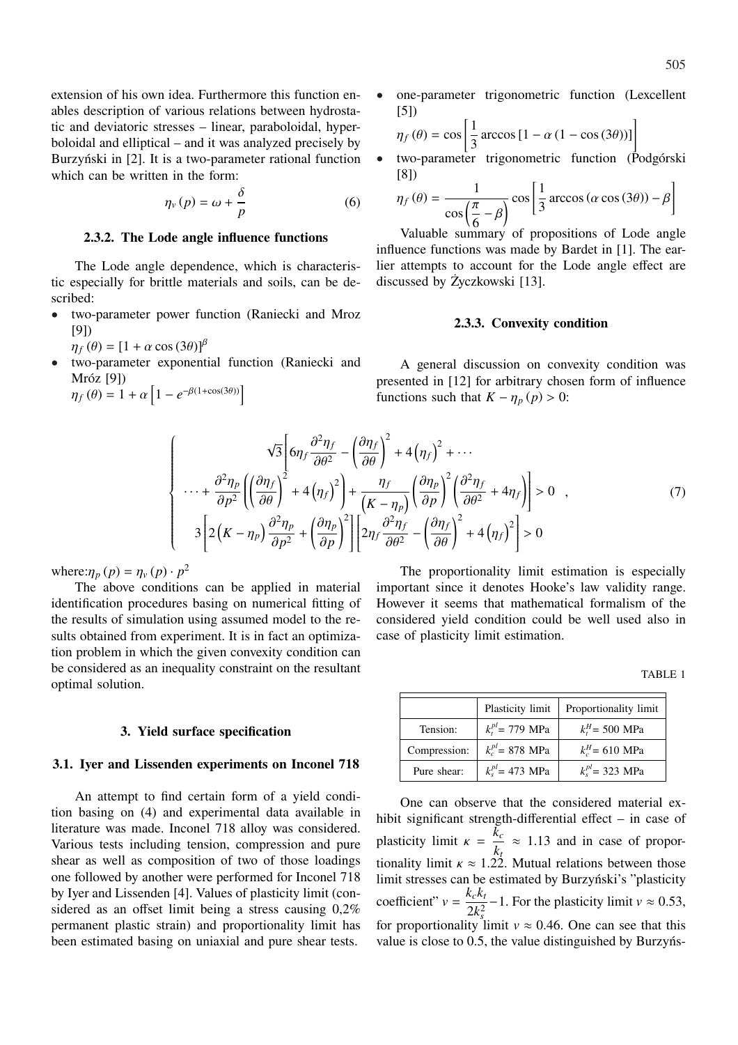extension of his own idea. Furthermore this function enables description of various relations between hydrostatic and deviatoric stresses – linear, paraboloidal, hyperboloidal and elliptical – and it was analyzed precisely by Burzyński in [2]. It is a two-parameter rational function which can be written in the form:

$$\eta_v(p) = \omega + \frac{\delta}{p} \tag{6}$$

#### 2.3.2. The Lode angle influence functions

The Lode angle dependence, which is characteristic especially for brittle materials and soils, can be described:

- two-parameter power function (Raniecki and Mroz [9])
  $\eta_f(\theta) = [1 + \alpha \cos(3\theta)]^{\beta}$
- two-parameter exponential function (Raniecki and Mróz [9])
  $\eta_f(\theta) = 1 + \alpha\left[1 - e^{-\beta(1+\cos(3\theta))}\right]$
- one-parameter trigonometric function (Lexcellent [5])
  $\eta_f(\theta) = \cos\left[\frac{1}{3}\arccos\left[1 - \alpha(1 - \cos(3\theta))\right]\right]$
- two-parameter trigonometric function (Podgórski [8])
  $\eta_f(\theta) = \dfrac{1}{\cos\left(\frac{\pi}{6} - \beta\right)} \cos\left[\frac{1}{3}\arccos(\alpha\cos(3\theta)) - \beta\right]$

Valuable summary of propositions of Lode angle influence functions was made by Bardet in [1]. The earlier attempts to account for the Lode angle effect are discussed by Życzkowski [13].

#### 2.3.3. Convexity condition

A general discussion on convexity condition was presented in [12] for arbitrary chosen form of influence functions such that $K - \eta_p(p) > 0$:

$$\left\{\begin{array}{c} \sqrt{3}\left[6\eta_f \dfrac{\partial^2 \eta_f}{\partial\theta^2} - \left(\dfrac{\partial \eta_f}{\partial \theta}\right)^2 + 4\left(\eta_f\right)^2 + \cdots \right. \\ \left. \cdots + \dfrac{\partial^2 \eta_p}{\partial p^2}\left(\left(\dfrac{\partial \eta_f}{\partial \theta}\right)^2 + 4\left(\eta_f\right)^2\right) + \dfrac{\eta_f}{\left(K - \eta_p\right)}\left(\dfrac{\partial \eta_p}{\partial p}\right)^2\left(\dfrac{\partial^2 \eta_f}{\partial \theta^2} + 4\eta_f\right)\right] > 0 \quad , \\ 3\left[2\left(K - \eta_p\right)\dfrac{\partial^2 \eta_p}{\partial p^2} + \left(\dfrac{\partial \eta_p}{\partial p}\right)^2\right]\left[2\eta_f \dfrac{\partial^2 \eta_f}{\partial \theta^2} - \left(\dfrac{\partial \eta_f}{\partial \theta}\right)^2 + 4\left(\eta_f\right)^2\right] > 0 \end{array}\right. \tag{7}$$

where: $\eta_p(p) = \eta_v(p) \cdot p^2$

The above conditions can be applied in material identification procedures basing on numerical fitting of the results of simulation using assumed model to the results obtained from experiment. It is in fact an optimization problem in which the given convexity condition can be considered as an inequality constraint on the resultant optimal solution.

## 3. Yield surface specification

### 3.1. Iyer and Lissenden experiments on Inconel 718

An attempt to find certain form of a yield condition basing on (4) and experimental data available in literature was made. Inconel 718 alloy was considered. Various tests including tension, compression and pure shear as well as composition of two of those loadings one followed by another were performed for Inconel 718 by Iyer and Lissenden [4]. Values of plasticity limit (considered as an offset limit being a stress causing 0,2% permanent plastic strain) and proportionality limit has been estimated basing on uniaxial and pure shear tests.

The proportionality limit estimation is especially important since it denotes Hooke's law validity range. However it seems that mathematical formalism of the considered yield condition could be well used also in case of plasticity limit estimation.

TABLE 1

| | Plasticity limit | Proportionality limit |
|---|---|---|
| Tension: | $k_t^{pl}$ = 779 MPa | $k_t^H$ = 500 MPa |
| Compression: | $k_c^{pl}$ = 878 MPa | $k_c^H$ = 610 MPa |
| Pure shear: | $k_s^{pl}$ = 473 MPa | $k_s^{pl}$ = 323 MPa |

One can observe that the considered material exhibit significant strength-differential effect – in case of plasticity limit $\kappa = \dfrac{k_c}{k_t} \approx 1.13$ and in case of proportionality limit $\kappa \approx 1.22$. Mutual relations between those limit stresses can be estimated by Burzyński's "plasticity coefficient" $\nu = \dfrac{k_c k_t}{2k_s^2} - 1$. For the plasticity limit $\nu \approx 0.53$, for proportionality limit $\nu \approx 0.46$. One can see that this value is close to 0.5, the value distinguished by Burzyńs-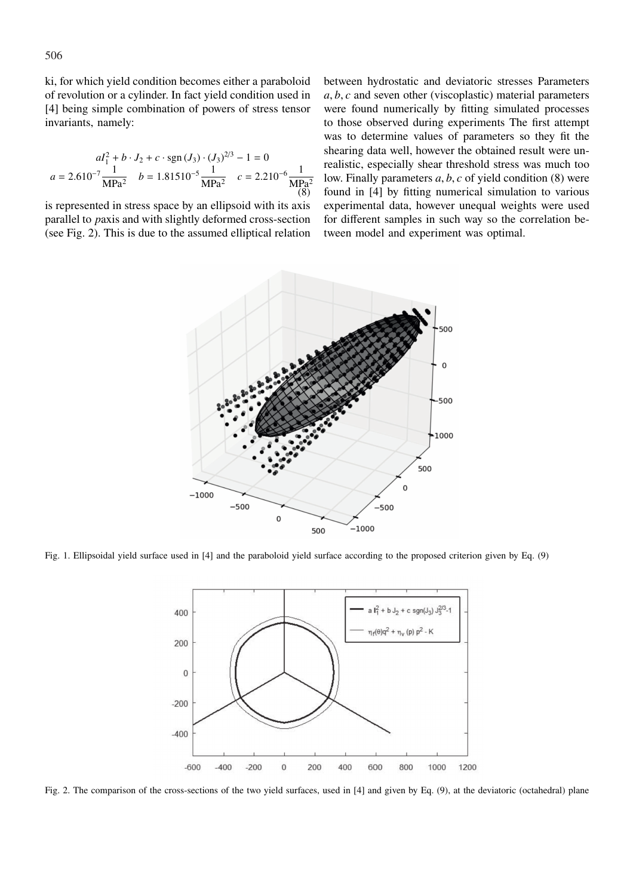ki, for which yield condition becomes either a paraboloid of revolution or a cylinder. In fact yield condition used in [4] being simple combination of powers of stress tensor invariants, namely:

$$
\begin{gathered}
aI_1^2 + b \cdot J_2 + c \cdot \operatorname{sgn}(J_3) \cdot (J_3)^{2/3} - 1 = 0 \\
a = 2.610^{-7} \frac{1}{\text{MPa}^2} \quad b = 1.81510^{-5} \frac{1}{\text{MPa}^2} \quad c = 2.210^{-6} \frac{1}{\text{MPa}^2}
\end{gathered}
\tag{8}
$$

is represented in stress space by an ellipsoid with its axis parallel to $p$ axis and with slightly deformed cross-section (see Fig. 2). This is due to the assumed elliptical relation between hydrostatic and deviatoric stresses Parameters $a, b, c$ and seven other (viscoplastic) material parameters were found numerically by fitting simulated processes to those observed during experiments The first attempt was to determine values of parameters so they fit the shearing data well, however the obtained result were unrealistic, especially shear threshold stress was much too low. Finally parameters $a, b, c$ of yield condition (8) were found in [4] by fitting numerical simulation to various experimental data, however unequal weights were used for different samples in such way so the correlation between model and experiment was optimal.

Fig. 1. Ellipsoidal yield surface used in [4] and the paraboloid yield surface according to the proposed criterion given by Eq. (9)

Fig. 2. The comparison of the cross-sections of the two yield surfaces, used in [4] and given by Eq. (9), at the deviatoric (octahedral) plane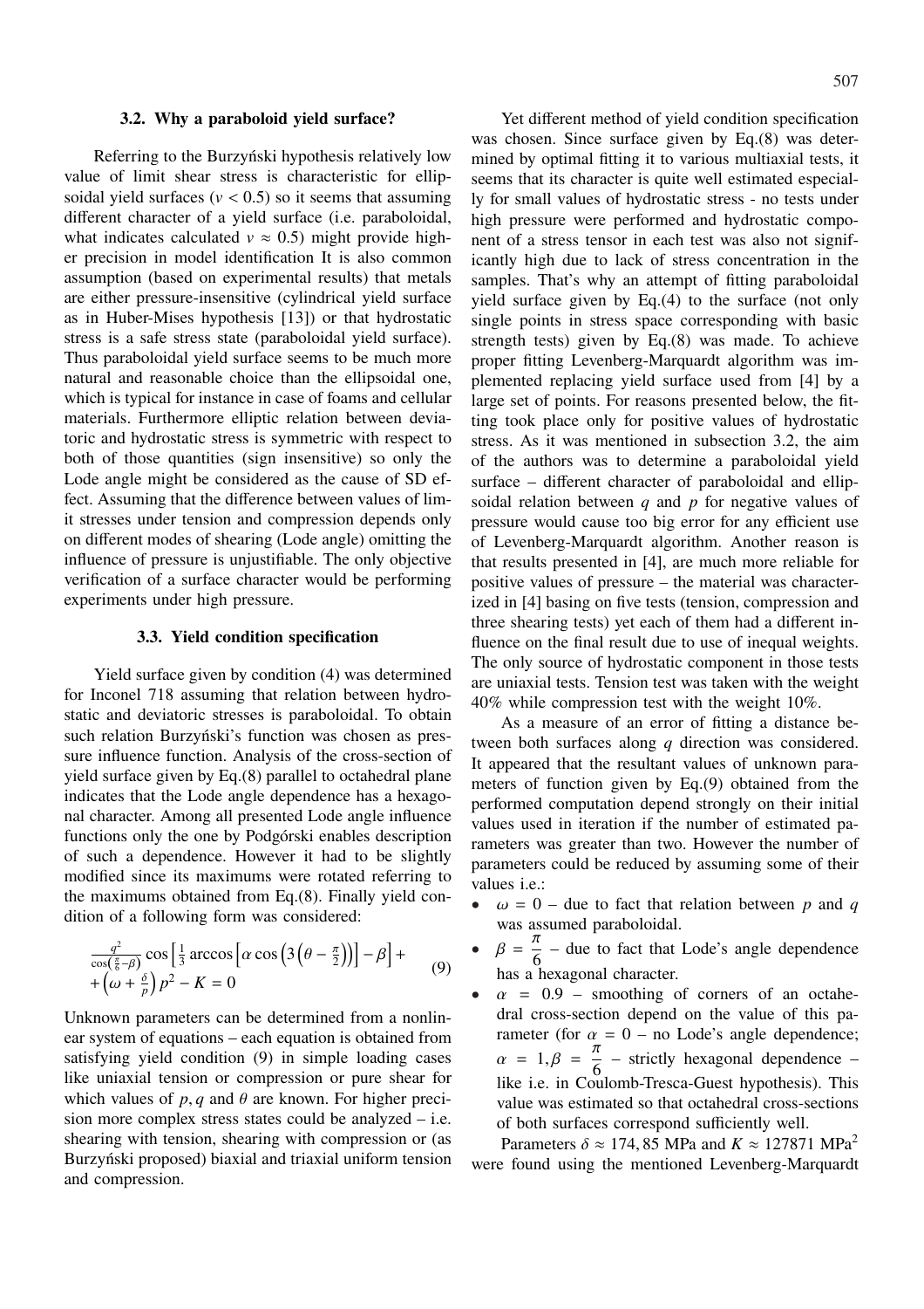### 3.2. Why a paraboloid yield surface?

Referring to the Burzyński hypothesis relatively low value of limit shear stress is characteristic for ellipsoidal yield surfaces ($\nu < 0.5$) so it seems that assuming different character of a yield surface (i.e. paraboloidal, what indicates calculated $\nu \approx 0.5$) might provide higher precision in model identification It is also common assumption (based on experimental results) that metals are either pressure-insensitive (cylindrical yield surface as in Huber-Mises hypothesis [13]) or that hydrostatic stress is a safe stress state (paraboloidal yield surface). Thus paraboloidal yield surface seems to be much more natural and reasonable choice than the ellipsoidal one, which is typical for instance in case of foams and cellular materials. Furthermore elliptic relation between deviatoric and hydrostatic stress is symmetric with respect to both of those quantities (sign insensitive) so only the Lode angle might be considered as the cause of SD effect. Assuming that the difference between values of limit stresses under tension and compression depends only on different modes of shearing (Lode angle) omitting the influence of pressure is unjustifiable. The only objective verification of a surface character would be performing experiments under high pressure.

### 3.3. Yield condition specification

Yield surface given by condition (4) was determined for Inconel 718 assuming that relation between hydrostatic and deviatoric stresses is paraboloidal. To obtain such relation Burzyński's function was chosen as pressure influence function. Analysis of the cross-section of yield surface given by Eq.(8) parallel to octahedral plane indicates that the Lode angle dependence has a hexagonal character. Among all presented Lode angle influence functions only the one by Podgórski enables description of such a dependence. However it had to be slightly modified since its maximums were rotated referring to the maximums obtained from Eq.(8). Finally yield condition of a following form was considered:

$$\frac{q^2}{\cos\left(\frac{\pi}{6}-\beta\right)} \cos\left[\frac{1}{3}\arccos\left[\alpha\cos\left(3\left(\theta-\frac{\pi}{2}\right)\right)\right]-\beta\right] + \left(\omega+\frac{\delta}{p}\right)p^2 - K = 0 \tag{9}$$

Unknown parameters can be determined from a nonlinear system of equations – each equation is obtained from satisfying yield condition (9) in simple loading cases like uniaxial tension or compression or pure shear for which values of $p, q$ and $\theta$ are known. For higher precision more complex stress states could be analyzed – i.e. shearing with tension, shearing with compression or (as Burzyński proposed) biaxial and triaxial uniform tension and compression.

Yet different method of yield condition specification was chosen. Since surface given by Eq.(8) was determined by optimal fitting it to various multiaxial tests, it seems that its character is quite well estimated especially for small values of hydrostatic stress - no tests under high pressure were performed and hydrostatic component of a stress tensor in each test was also not significantly high due to lack of stress concentration in the samples. That's why an attempt of fitting paraboloidal yield surface given by Eq.(4) to the surface (not only single points in stress space corresponding with basic strength tests) given by Eq.(8) was made. To achieve proper fitting Levenberg-Marquardt algorithm was implemented replacing yield surface used from [4] by a large set of points. For reasons presented below, the fitting took place only for positive values of hydrostatic stress. As it was mentioned in subsection 3.2, the aim of the authors was to determine a paraboloidal yield surface – different character of paraboloidal and ellipsoidal relation between $q$ and $p$ for negative values of pressure would cause too big error for any efficient use of Levenberg-Marquardt algorithm. Another reason is that results presented in [4], are much more reliable for positive values of pressure – the material was characterized in [4] basing on five tests (tension, compression and three shearing tests) yet each of them had a different influence on the final result due to use of inequal weights. The only source of hydrostatic component in those tests are uniaxial tests. Tension test was taken with the weight 40% while compression test with the weight 10%.

As a measure of an error of fitting a distance between both surfaces along $q$ direction was considered. It appeared that the resultant values of unknown parameters of function given by Eq.(9) obtained from the performed computation depend strongly on their initial values used in iteration if the number of estimated parameters was greater than two. However the number of parameters could be reduced by assuming some of their values i.e.:

- $\omega = 0$ – due to fact that relation between $p$ and $q$ was assumed paraboloidal.
- $\beta = \dfrac{\pi}{6}$ – due to fact that Lode's angle dependence has a hexagonal character.
- $\alpha = 0.9$ – smoothing of corners of an octahedral cross-section depend on the value of this parameter (for $\alpha = 0$ – no Lode's angle dependence; $\alpha = 1, \beta = \dfrac{\pi}{6}$ – strictly hexagonal dependence – like i.e. in Coulomb-Tresca-Guest hypothesis). This value was estimated so that octahedral cross-sections of both surfaces correspond sufficiently well.

Parameters $\delta \approx 174,85$ MPa and $K \approx 127871$ MPa$^2$ were found using the mentioned Levenberg-Marquardt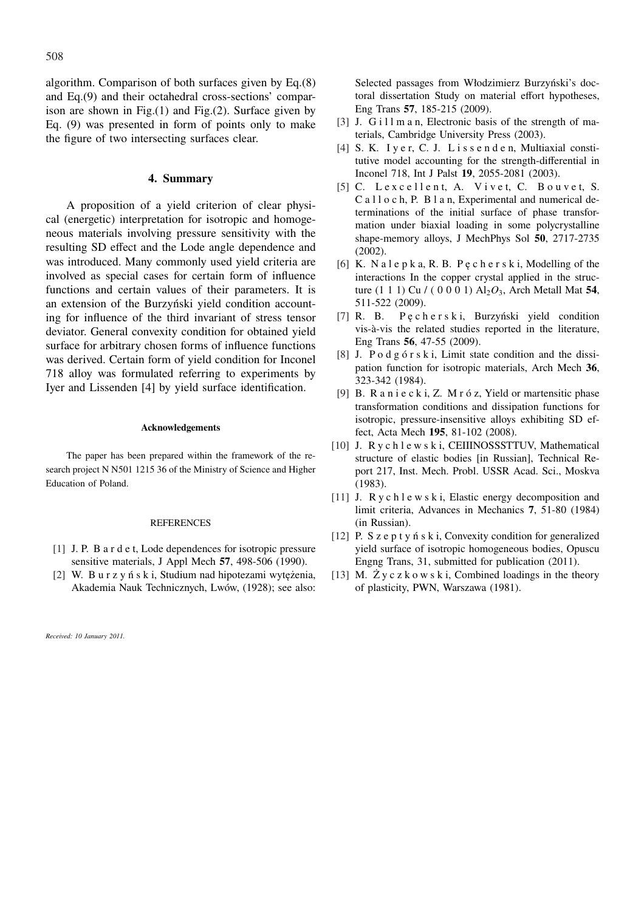algorithm. Comparison of both surfaces given by Eq.(8) and Eq.(9) and their octahedral cross-sections' comparison are shown in Fig.(1) and Fig.(2). Surface given by Eq. (9) was presented in form of points only to make the figure of two intersecting surfaces clear.

## 4. Summary

A proposition of a yield criterion of clear physical (energetic) interpretation for isotropic and homogeneous materials involving pressure sensitivity with the resulting SD effect and the Lode angle dependence and was introduced. Many commonly used yield criteria are involved as special cases for certain form of influence functions and certain values of their parameters. It is an extension of the Burzyński yield condition accounting for influence of the third invariant of stress tensor deviator. General convexity condition for obtained yield surface for arbitrary chosen forms of influence functions was derived. Certain form of yield condition for Inconel 718 alloy was formulated referring to experiments by Iyer and Lissenden [4] by yield surface identification.

#### Acknowledgements

The paper has been prepared within the framework of the research project N N501 1215 36 of the Ministry of Science and Higher Education of Poland.

#### REFERENCES

[1] J. P. B a r d e t, Lode dependences for isotropic pressure sensitive materials, J Appl Mech **57**, 498-506 (1990).

[2] W. B u r z y ń s k i, Studium nad hipotezami wytężenia, Akademia Nauk Technicznych, Lwów, (1928); see also: Selected passages from Włodzimierz Burzyński's doctoral dissertation Study on material effort hypotheses, Eng Trans **57**, 185-215 (2009).

[3] J. G i l l m a n, Electronic basis of the strength of materials, Cambridge University Press (2003).

[4] S. K. I y e r, C. J. L i s s e n d e n, Multiaxial constitutive model accounting for the strength-differential in Inconel 718, Int J Palst **19**, 2055-2081 (2003).

[5] C. L e x c e l l e n t, A. V i v e t, C. B o u v e t, S. C a l l o c h, P. B l a n, Experimental and numerical determinations of the initial surface of phase transformation under biaxial loading in some polycrystalline shape-memory alloys, J MechPhys Sol **50**, 2717-2735 (2002).

[6] K. N a l e p k a, R. B. P ę c h e r s k i, Modelling of the interactions In the copper crystal applied in the structure (1 1 1) Cu / ( 0 0 0 1) $Al_2O_3$, Arch Metall Mat **54**, 511-522 (2009).

[7] R. B. P ę c h e r s k i, Burzyński yield condition vis-à-vis the related studies reported in the literature, Eng Trans **56**, 47-55 (2009).

[8] J. P o d g ó r s k i, Limit state condition and the dissipation function for isotropic materials, Arch Mech **36**, 323-342 (1984).

[9] B. R a n i e c k i, Z. M r ó z, Yield or martensitic phase transformation conditions and dissipation functions for isotropic, pressure-insensitive alloys exhibiting SD effect, Acta Mech **195**, 81-102 (2008).

[10] J. R y c h l e w s k i, CEIIINOSSSTTUV, Mathematical structure of elastic bodies [in Russian], Technical Report 217, Inst. Mech. Probl. USSR Acad. Sci., Moskva (1983).

[11] J. R y c h l e w s k i, Elastic energy decomposition and limit criteria, Advances in Mechanics **7**, 51-80 (1984) (in Russian).

[12] P. S z e p t y ń s k i, Convexity condition for generalized yield surface of isotropic homogeneous bodies, Opuscu Engng Trans, 31, submitted for publication (2011).

[13] M. Ż y c z k o w s k i, Combined loadings in the theory of plasticity, PWN, Warszawa (1981).

*Received: 10 January 2011.*